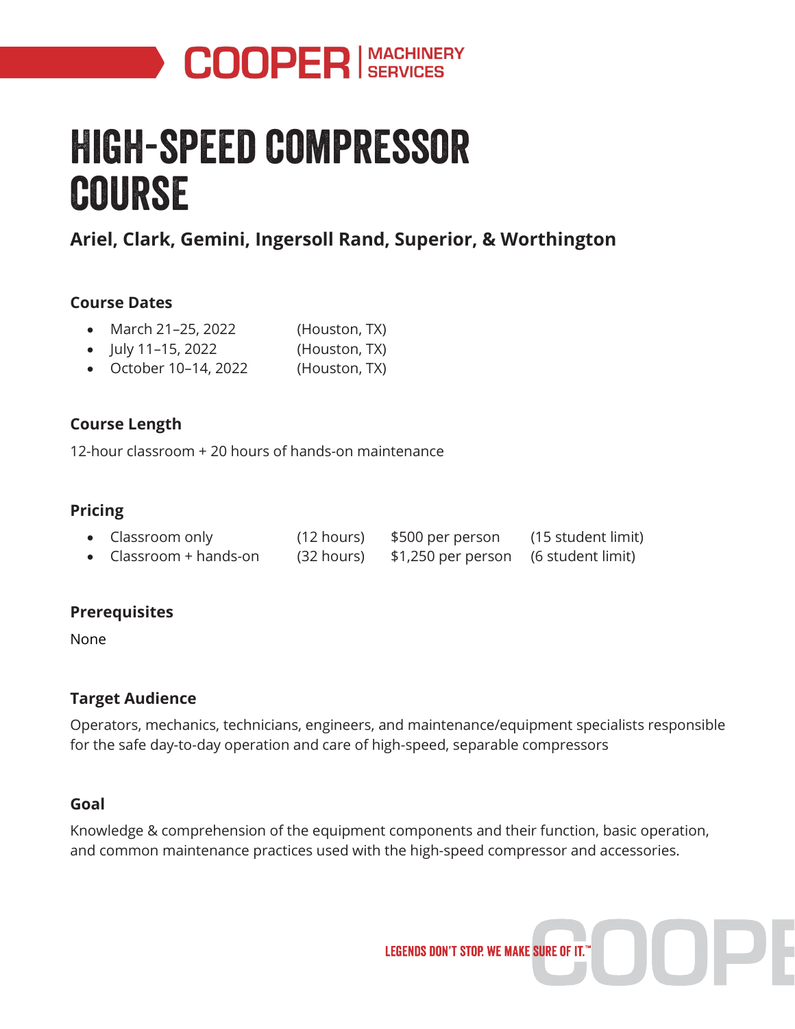COOPER | MACHINERY SERVICES

# HIGH-SPEED COMPRESSOR COURSE

## Ariel, Clark, Gemini, Ingersoll Rand, Superior, & Worthington

### Course Dates

- March 21–25, 2022 (Houston, TX)
- July 11–15, 2022 (Houston, TX)
- October 10–14, 2022 (Houston, TX)

### Course Length

12-hour classroom + 20 hours of hands-on maintenance

### Pricing

| | | | |
|---|---|---|---|
| Classroom only | (12 hours) | $500 per person | (15 student limit) |
| Classroom + hands-on | (32 hours) | $1,250 per person | (6 student limit) |

### Prerequisites

None

### Target Audience

Operators, mechanics, technicians, engineers, and maintenance/equipment specialists responsible for the safe day-to-day operation and care of high-speed, separable compressors

### Goal

Knowledge & comprehension of the equipment components and their function, basic operation, and common maintenance practices used with the high-speed compressor and accessories.

LEGENDS DON'T STOP. WE MAKE SURE OF IT.™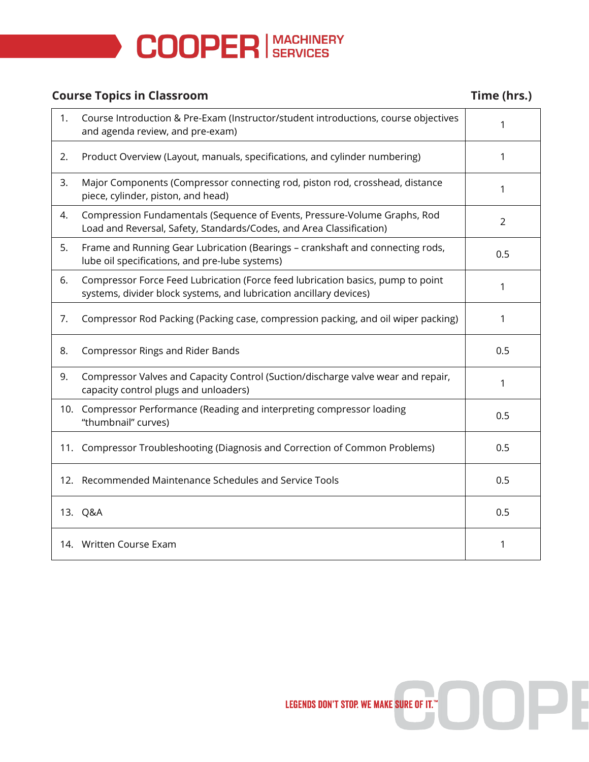| Course Topics in Classroom | Time (hrs.) |
|---|---|
| 1. Course Introduction & Pre-Exam (Instructor/student introductions, course objectives and agenda review, and pre-exam) | 1 |
| 2. Product Overview (Layout, manuals, specifications, and cylinder numbering) | 1 |
| 3. Major Components (Compressor connecting rod, piston rod, crosshead, distance piece, cylinder, piston, and head) | 1 |
| 4. Compression Fundamentals (Sequence of Events, Pressure-Volume Graphs, Rod Load and Reversal, Safety, Standards/Codes, and Area Classification) | 2 |
| 5. Frame and Running Gear Lubrication (Bearings – crankshaft and connecting rods, lube oil specifications, and pre-lube systems) | 0.5 |
| 6. Compressor Force Feed Lubrication (Force feed lubrication basics, pump to point systems, divider block systems, and lubrication ancillary devices) | 1 |
| 7. Compressor Rod Packing (Packing case, compression packing, and oil wiper packing) | 1 |
| 8. Compressor Rings and Rider Bands | 0.5 |
| 9. Compressor Valves and Capacity Control (Suction/discharge valve wear and repair, capacity control plugs and unloaders) | 1 |
| 10. Compressor Performance (Reading and interpreting compressor loading "thumbnail" curves) | 0.5 |
| 11. Compressor Troubleshooting (Diagnosis and Correction of Common Problems) | 0.5 |
| 12. Recommended Maintenance Schedules and Service Tools | 0.5 |
| 13. Q&A | 0.5 |
| 14. Written Course Exam | 1 |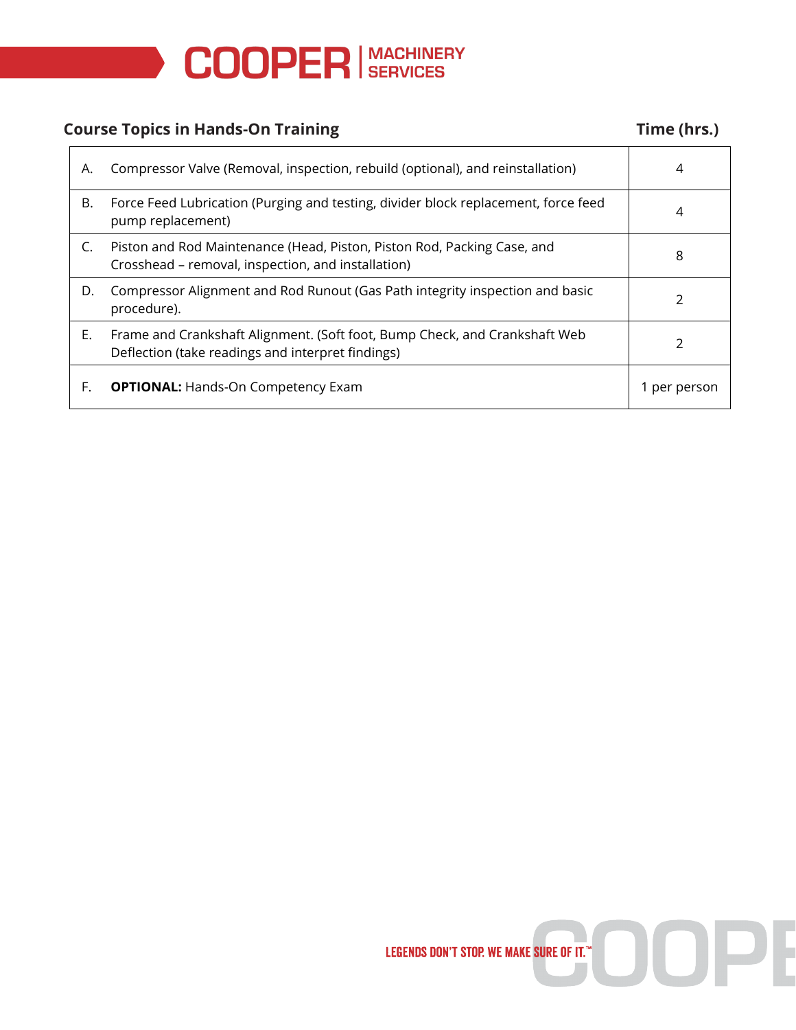| Course Topics in Hands-On Training | Time (hrs.) |
| --- | --- |
| A. Compressor Valve (Removal, inspection, rebuild (optional), and reinstallation) | 4 |
| B. Force Feed Lubrication (Purging and testing, divider block replacement, force feed pump replacement) | 4 |
| C. Piston and Rod Maintenance (Head, Piston, Piston Rod, Packing Case, and Crosshead – removal, inspection, and installation) | 8 |
| D. Compressor Alignment and Rod Runout (Gas Path integrity inspection and basic procedure). | 2 |
| E. Frame and Crankshaft Alignment. (Soft foot, Bump Check, and Crankshaft Web Deflection (take readings and interpret findings) | 2 |
| F. **OPTIONAL:** Hands-On Competency Exam | 1 per person |